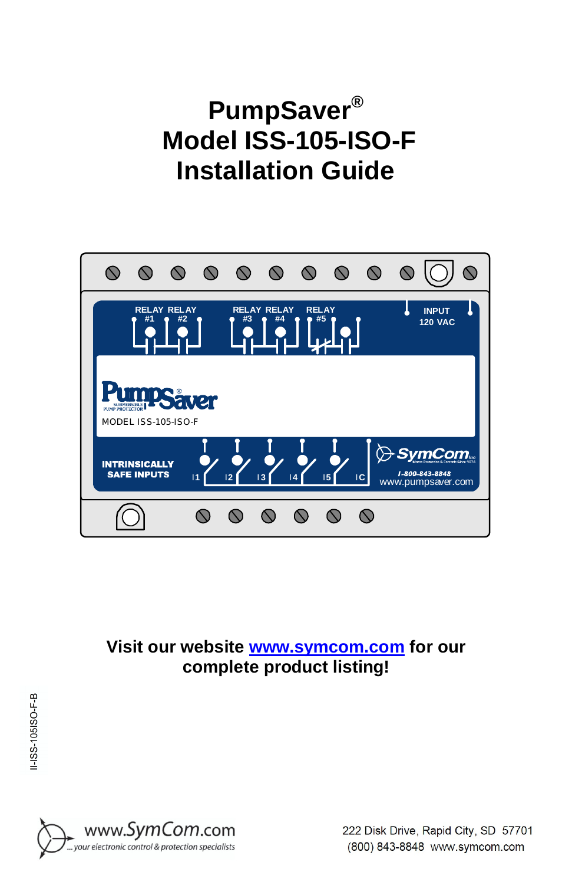# PumpSaver®
# Model ISS-105-ISO-F
# Installation Guide

RELAY #1 RELAY #2 RELAY #3 RELAY #4 RELAY #5

INPUT 120 VAC

PumpSaver® SUBMERSIBLE PUMP PROTECTOR

MODEL ISS-105-ISO-F

INTRINSICALLY SAFE INPUTS

I1 I2 I3 I4 I5 IC

SymCom Inc

1-800-843-8848

www.pumpsaver.com

**Visit our website [www.symcom.com](http://www.symcom.com) for our complete product listing!**

II-ISS-105ISO-F-B

www.SymCom.com
...your electronic control & protection specialists

222 Disk Drive, Rapid City, SD 57701
(800) 843-8848 www.symcom.com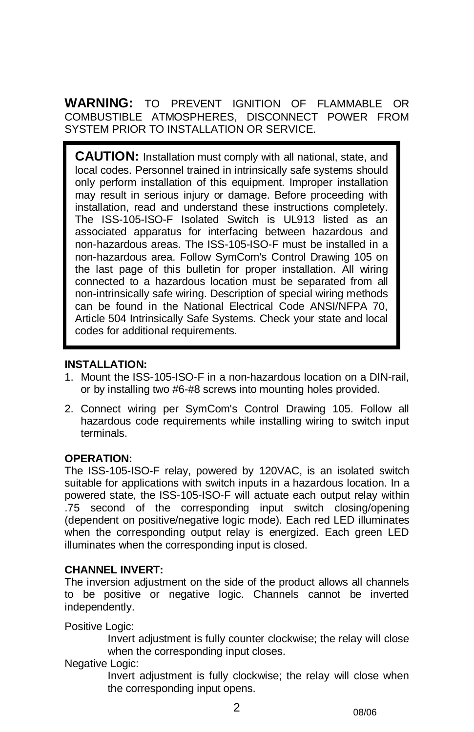**WARNING:** TO PREVENT IGNITION OF FLAMMABLE OR COMBUSTIBLE ATMOSPHERES, DISCONNECT POWER FROM SYSTEM PRIOR TO INSTALLATION OR SERVICE.

> **CAUTION:** Installation must comply with all national, state, and local codes. Personnel trained in intrinsically safe systems should only perform installation of this equipment. Improper installation may result in serious injury or damage. Before proceeding with installation, read and understand these instructions completely. The ISS-105-ISO-F Isolated Switch is UL913 listed as an associated apparatus for interfacing between hazardous and non-hazardous areas. The ISS-105-ISO-F must be installed in a non-hazardous area. Follow SymCom's Control Drawing 105 on the last page of this bulletin for proper installation. All wiring connected to a hazardous location must be separated from all non-intrinsically safe wiring. Description of special wiring methods can be found in the National Electrical Code ANSI/NFPA 70, Article 504 Intrinsically Safe Systems. Check your state and local codes for additional requirements.

**INSTALLATION:**

1. Mount the ISS-105-ISO-F in a non-hazardous location on a DIN-rail, or by installing two #6-#8 screws into mounting holes provided.
2. Connect wiring per SymCom's Control Drawing 105. Follow all hazardous code requirements while installing wiring to switch input terminals.

**OPERATION:**

The ISS-105-ISO-F relay, powered by 120VAC, is an isolated switch suitable for applications with switch inputs in a hazardous location. In a powered state, the ISS-105-ISO-F will actuate each output relay within .75 second of the corresponding input switch closing/opening (dependent on positive/negative logic mode). Each red LED illuminates when the corresponding output relay is energized. Each green LED illuminates when the corresponding input is closed.

**CHANNEL INVERT:**

The inversion adjustment on the side of the product allows all channels to be positive or negative logic. Channels cannot be inverted independently.

Positive Logic:

Invert adjustment is fully counter clockwise; the relay will close when the corresponding input closes.

Negative Logic:

Invert adjustment is fully clockwise; the relay will close when the corresponding input opens.

08/06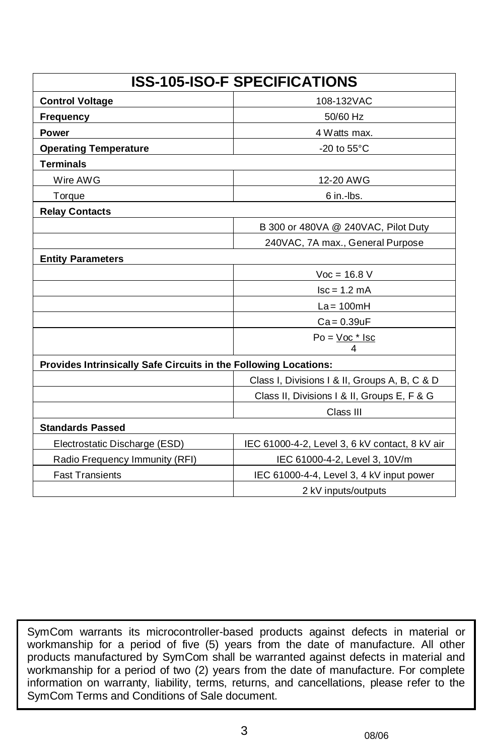| ISS-105-ISO-F SPECIFICATIONS | |
|---|---|
| **Control Voltage** | 108-132VAC |
| **Frequency** | 50/60 Hz |
| **Power** | 4 Watts max. |
| **Operating Temperature** | -20 to 55°C |
| **Terminals** | |
| Wire AWG | 12-20 AWG |
| Torque | 6 in.-lbs. |
| **Relay Contacts** | |
| | B 300 or 480VA @ 240VAC, Pilot Duty |
| | 240VAC, 7A max., General Purpose |
| **Entity Parameters** | |
| | Voc = 16.8 V |
| | Isc = 1.2 mA |
| | La = 100mH |
| | Ca = 0.39uF |
| | $Po = \frac{Voc * Isc}{4}$ |
| **Provides Intrinsically Safe Circuits in the Following Locations:** | |
| | Class I, Divisions I & II, Groups A, B, C & D |
| | Class II, Divisions I & II, Groups E, F & G |
| | Class III |
| **Standards Passed** | |
| Electrostatic Discharge (ESD) | IEC 61000-4-2, Level 3, 6 kV contact, 8 kV air |
| Radio Frequency Immunity (RFI) | IEC 61000-4-2, Level 3, 10V/m |
| Fast Transients | IEC 61000-4-4, Level 3, 4 kV input power |
| | 2 kV inputs/outputs |

SymCom warrants its microcontroller-based products against defects in material or workmanship for a period of five (5) years from the date of manufacture. All other products manufactured by SymCom shall be warranted against defects in material and workmanship for a period of two (2) years from the date of manufacture. For complete information on warranty, liability, terms, returns, and cancellations, please refer to the SymCom Terms and Conditions of Sale document.

08/06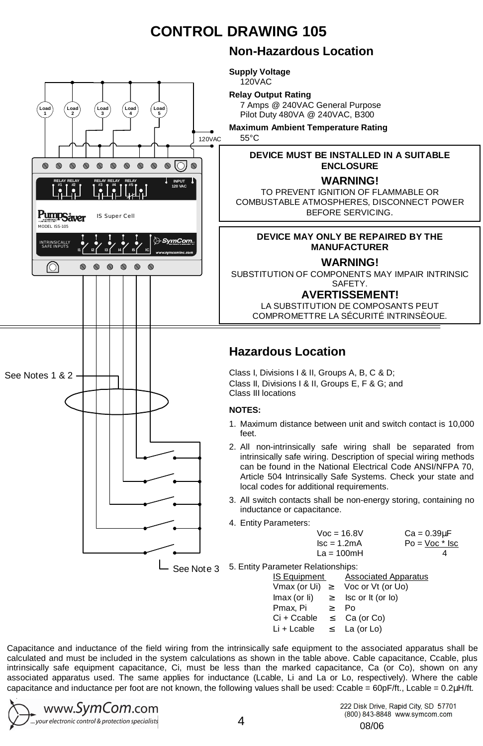# CONTROL DRAWING 105

## Non-Hazardous Location

**Supply Voltage**
120VAC

**Relay Output Rating**
7 Amps @ 240VAC General Purpose
Pilot Duty 480VA @ 240VAC, B300

**Maximum Ambient Temperature Rating**
55°C

Load 1
Load 2
Load 3
Load 4
Load 5
120VAC
RELAY #1 RELAY #2 RELAY #3 RELAY #4 RELAY #5
INPUT 120 VAC
PumpSaver
IS Super Cell
MODEL ISS-105
INTRINSICALLY SAFE INPUTS
I1 I2 I3 I4 I5 IC
SymCom
www.symcominc.com

**DEVICE MUST BE INSTALLED IN A SUITABLE ENCLOSURE**

**WARNING!**
TO PREVENT IGNITION OF FLAMMABLE OR COMBUSTABLE ATMOSPHERES, DISCONNECT POWER BEFORE SERVICING.

**DEVICE MAY ONLY BE REPAIRED BY THE MANUFACTURER**

**WARNING!**
SUBSTITUTION OF COMPONENTS MAY IMPAIR INTRINSIC SAFETY.

**AVERTISSEMENT!**
LA SUBSTITUTION DE COMPOSANTS PEUT COMPROMETTRE LA SÉCURITÉ INTRINSÈQUE.

See Notes 1 & 2

See Note 3

## Hazardous Location

Class I, Divisions I & II, Groups A, B, C & D;
Class II, Divisions I & II, Groups E, F & G; and
Class III locations

**NOTES:**

1. Maximum distance between unit and switch contact is 10,000 feet.
2. All non-intrinsically safe wiring shall be separated from intrinsically safe wiring. Description of special wiring methods can be found in the National Electrical Code ANSI/NFPA 70, Article 504 Intrinsically Safe Systems. Check your state and local codes for additional requirements.
3. All switch contacts shall be non-energy storing, containing no inductance or capacitance.
4. Entity Parameters:

| | |
|---|---|
| Voc = 16.8V | Ca = 0.39µF |
| Isc = 1.2mA | $Po = \frac{Voc * Isc}{4}$ |
| La = 100mH | |

5. Entity Parameter Relationships:

| IS Equipment | | Associated Apparatus |
|---|---|---|
| Vmax (or Ui) | ≥ | Voc or Vt (or Uo) |
| Imax (or Ii) | ≥ | Isc or It (or Io) |
| Pmax, Pi | ≥ | Po |
| Ci + Ccable | ≤ | Ca (or Co) |
| Li + Lcable | ≤ | La (or Lo) |

Capacitance and inductance of the field wiring from the intrinsically safe equipment to the associated apparatus shall be calculated and must be included in the system calculations as shown in the table above. Cable capacitance, Ccable, plus intrinsically safe equipment capacitance, Ci, must be less than the marked capacitance, Ca (or Co), shown on any associated apparatus used. The same applies for inductance (Lcable, Li and La or Lo, respectively). Where the cable capacitance and inductance per foot are not known, the following values shall be used: Ccable = 60pF/ft., Lcable = 0.2µH/ft.

www.SymCom.com
... your electronic control & protection specialists

222 Disk Drive, Rapid City, SD 57701
(800) 843-8848 www.symcom.com
08/06